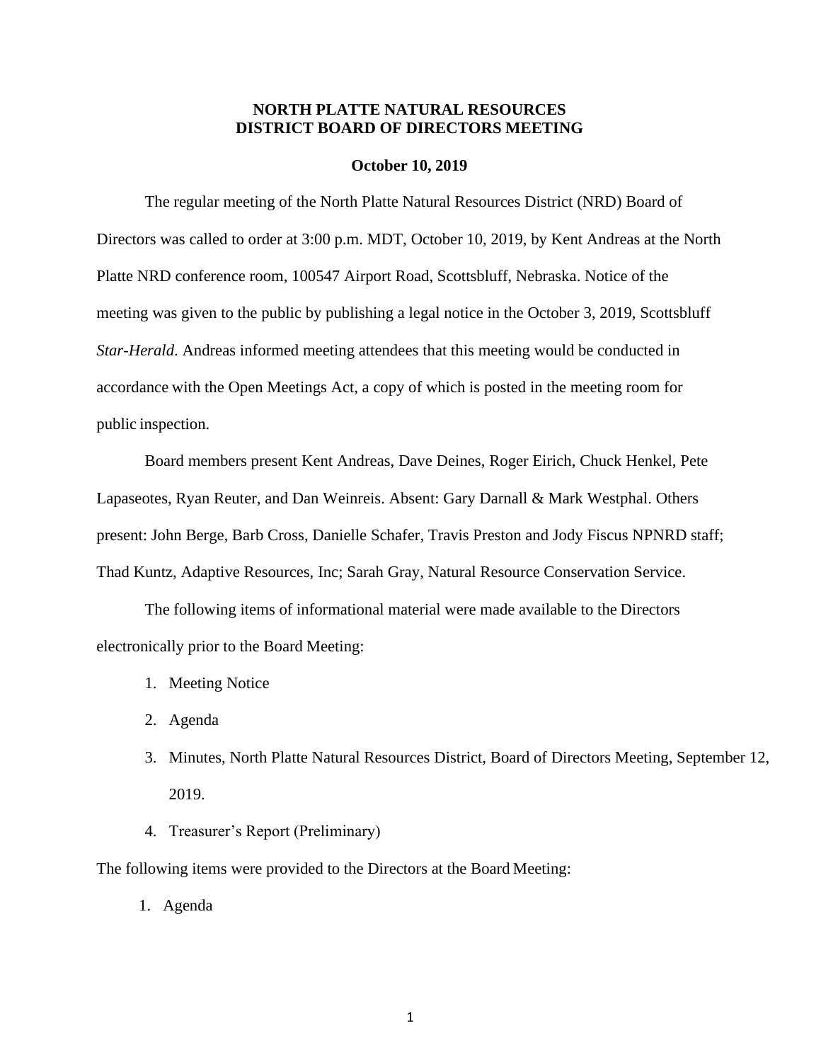# NORTH PLATTE NATURAL RESOURCES DISTRICT BOARD OF DIRECTORS MEETING

**October 10, 2019**

The regular meeting of the North Platte Natural Resources District (NRD) Board of Directors was called to order at 3:00 p.m. MDT, October 10, 2019, by Kent Andreas at the North Platte NRD conference room, 100547 Airport Road, Scottsbluff, Nebraska. Notice of the meeting was given to the public by publishing a legal notice in the October 3, 2019, Scottsbluff *Star-Herald*. Andreas informed meeting attendees that this meeting would be conducted in accordance with the Open Meetings Act, a copy of which is posted in the meeting room for public inspection.

Board members present Kent Andreas, Dave Deines, Roger Eirich, Chuck Henkel, Pete Lapaseotes, Ryan Reuter, and Dan Weinreis. Absent: Gary Darnall & Mark Westphal. Others present: John Berge, Barb Cross, Danielle Schafer, Travis Preston and Jody Fiscus NPNRD staff; Thad Kuntz, Adaptive Resources, Inc; Sarah Gray, Natural Resource Conservation Service.

The following items of informational material were made available to the Directors electronically prior to the Board Meeting:

1. Meeting Notice
2. Agenda
3. Minutes, North Platte Natural Resources District, Board of Directors Meeting, September 12, 2019.
4. Treasurer's Report (Preliminary)

The following items were provided to the Directors at the Board Meeting:

1. Agenda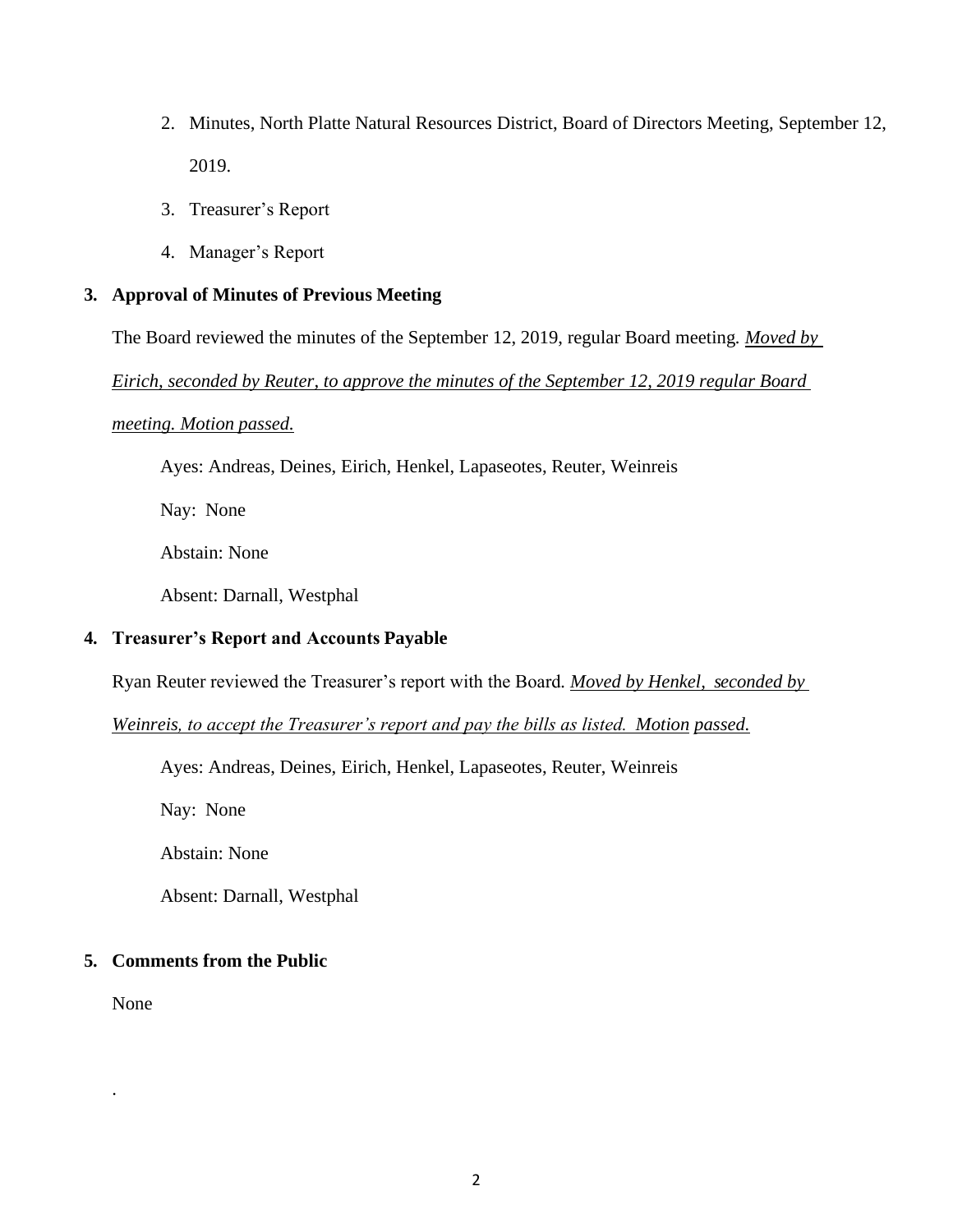2. Minutes, North Platte Natural Resources District, Board of Directors Meeting, September 12, 2019.
3. Treasurer's Report
4. Manager's Report

**3. Approval of Minutes of Previous Meeting**

The Board reviewed the minutes of the September 12, 2019, regular Board meeting. *Moved by Eirich, seconded by Reuter, to approve the minutes of the September 12, 2019 regular Board meeting. Motion passed.*

Ayes: Andreas, Deines, Eirich, Henkel, Lapaseotes, Reuter, Weinreis

Nay: None

Abstain: None

Absent: Darnall, Westphal

**4. Treasurer's Report and Accounts Payable**

Ryan Reuter reviewed the Treasurer's report with the Board. *Moved by Henkel, seconded by Weinreis, to accept the Treasurer's report and pay the bills as listed. Motion passed.*

Ayes: Andreas, Deines, Eirich, Henkel, Lapaseotes, Reuter, Weinreis

Nay: None

Abstain: None

Absent: Darnall, Westphal

**5. Comments from the Public**

None

.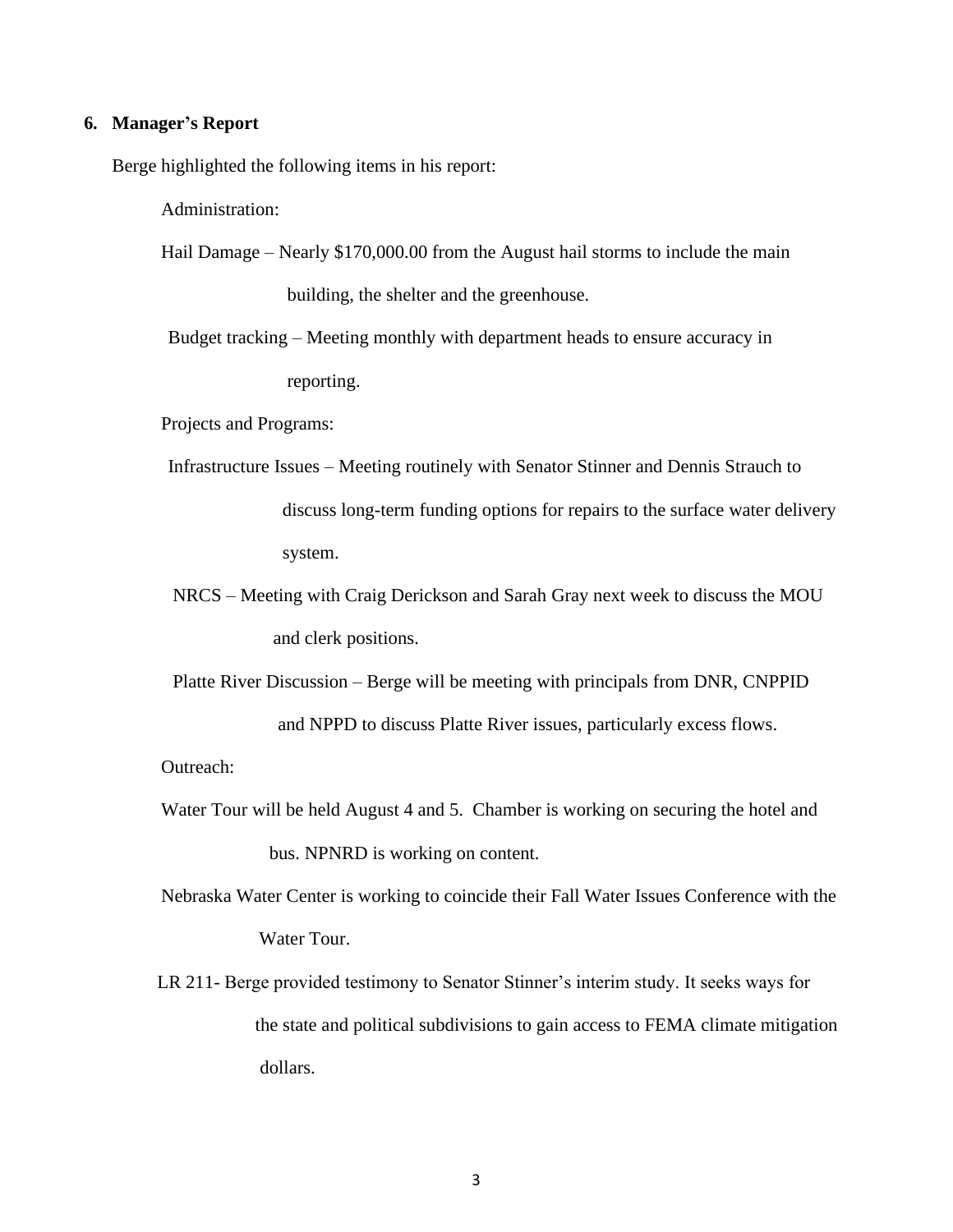## 6. Manager's Report

Berge highlighted the following items in his report:

Administration:

Hail Damage – Nearly $170,000.00 from the August hail storms to include the main building, the shelter and the greenhouse.

Budget tracking – Meeting monthly with department heads to ensure accuracy in reporting.

Projects and Programs:

Infrastructure Issues – Meeting routinely with Senator Stinner and Dennis Strauch to discuss long-term funding options for repairs to the surface water delivery system.

NRCS – Meeting with Craig Derickson and Sarah Gray next week to discuss the MOU and clerk positions.

Platte River Discussion – Berge will be meeting with principals from DNR, CNPPID and NPPD to discuss Platte River issues, particularly excess flows.

Outreach:

Water Tour will be held August 4 and 5. Chamber is working on securing the hotel and bus. NPNRD is working on content.

Nebraska Water Center is working to coincide their Fall Water Issues Conference with the Water Tour.

LR 211- Berge provided testimony to Senator Stinner's interim study. It seeks ways for the state and political subdivisions to gain access to FEMA climate mitigation dollars.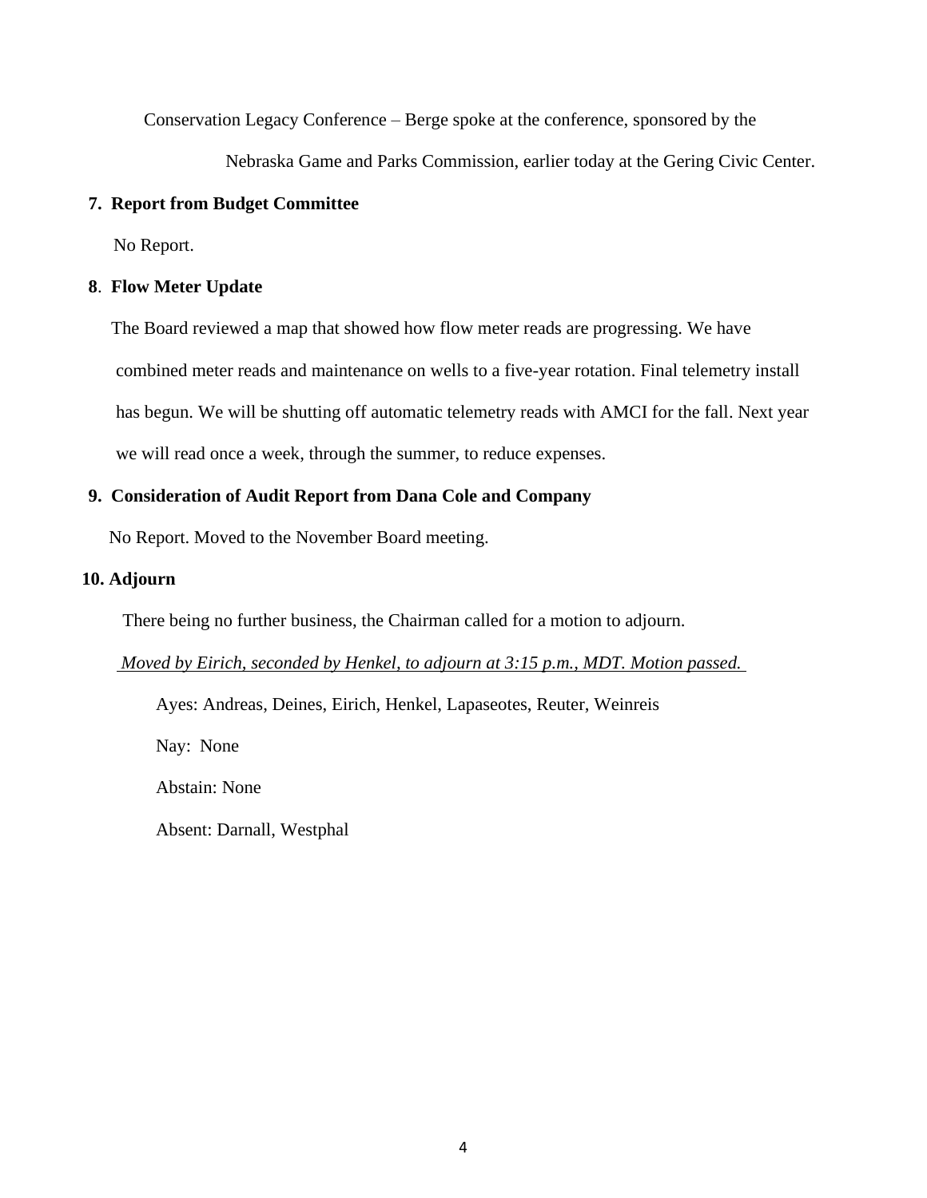Conservation Legacy Conference – Berge spoke at the conference, sponsored by the Nebraska Game and Parks Commission, earlier today at the Gering Civic Center.

**7. Report from Budget Committee**

No Report.

**8. Flow Meter Update**

The Board reviewed a map that showed how flow meter reads are progressing. We have combined meter reads and maintenance on wells to a five-year rotation. Final telemetry install has begun. We will be shutting off automatic telemetry reads with AMCI for the fall. Next year we will read once a week, through the summer, to reduce expenses.

**9. Consideration of Audit Report from Dana Cole and Company**

No Report. Moved to the November Board meeting.

**10. Adjourn**

There being no further business, the Chairman called for a motion to adjourn.

*Moved by Eirich, seconded by Henkel, to adjourn at 3:15 p.m., MDT. Motion passed.*

Ayes: Andreas, Deines, Eirich, Henkel, Lapaseotes, Reuter, Weinreis

Nay: None

Abstain: None

Absent: Darnall, Westphal